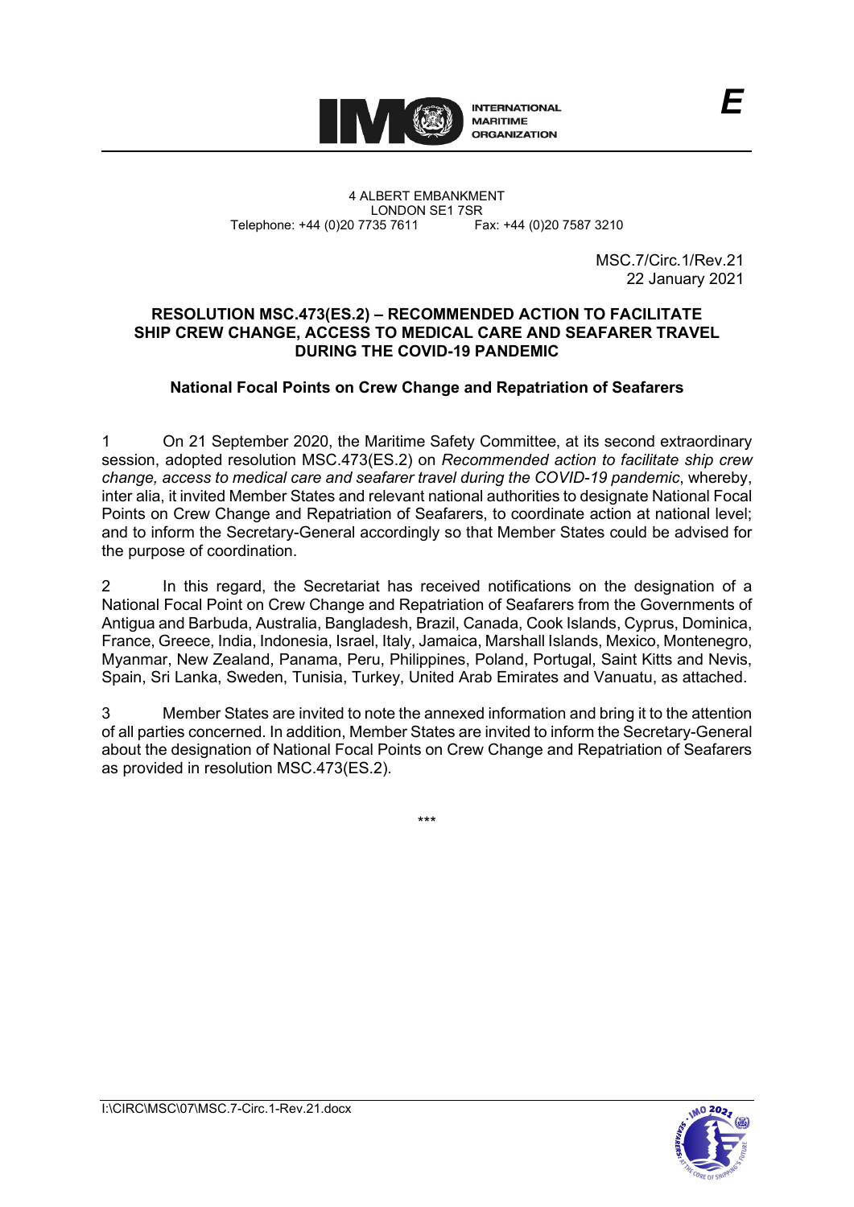INTERNATIONAL MARITIME ORGANIZATION

E

4 ALBERT EMBANKMENT
LONDON SE1 7SR
Telephone: +44 (0)20 7735 7611 Fax: +44 (0)20 7587 3210

MSC.7/Circ.1/Rev.21
22 January 2021

## RESOLUTION MSC.473(ES.2) – RECOMMENDED ACTION TO FACILITATE SHIP CREW CHANGE, ACCESS TO MEDICAL CARE AND SEAFARER TRAVEL DURING THE COVID-19 PANDEMIC

### National Focal Points on Crew Change and Repatriation of Seafarers

1 On 21 September 2020, the Maritime Safety Committee, at its second extraordinary session, adopted resolution MSC.473(ES.2) on *Recommended action to facilitate ship crew change, access to medical care and seafarer travel during the COVID-19 pandemic*, whereby, inter alia, it invited Member States and relevant national authorities to designate National Focal Points on Crew Change and Repatriation of Seafarers, to coordinate action at national level; and to inform the Secretary-General accordingly so that Member States could be advised for the purpose of coordination.

2 In this regard, the Secretariat has received notifications on the designation of a National Focal Point on Crew Change and Repatriation of Seafarers from the Governments of Antigua and Barbuda, Australia, Bangladesh, Brazil, Canada, Cook Islands, Cyprus, Dominica, France, Greece, India, Indonesia, Israel, Italy, Jamaica, Marshall Islands, Mexico, Montenegro, Myanmar, New Zealand, Panama, Peru, Philippines, Poland, Portugal, Saint Kitts and Nevis, Spain, Sri Lanka, Sweden, Tunisia, Turkey, United Arab Emirates and Vanuatu, as attached.

3 Member States are invited to note the annexed information and bring it to the attention of all parties concerned. In addition, Member States are invited to inform the Secretary-General about the designation of National Focal Points on Crew Change and Repatriation of Seafarers as provided in resolution MSC.473(ES.2).

\*\*\*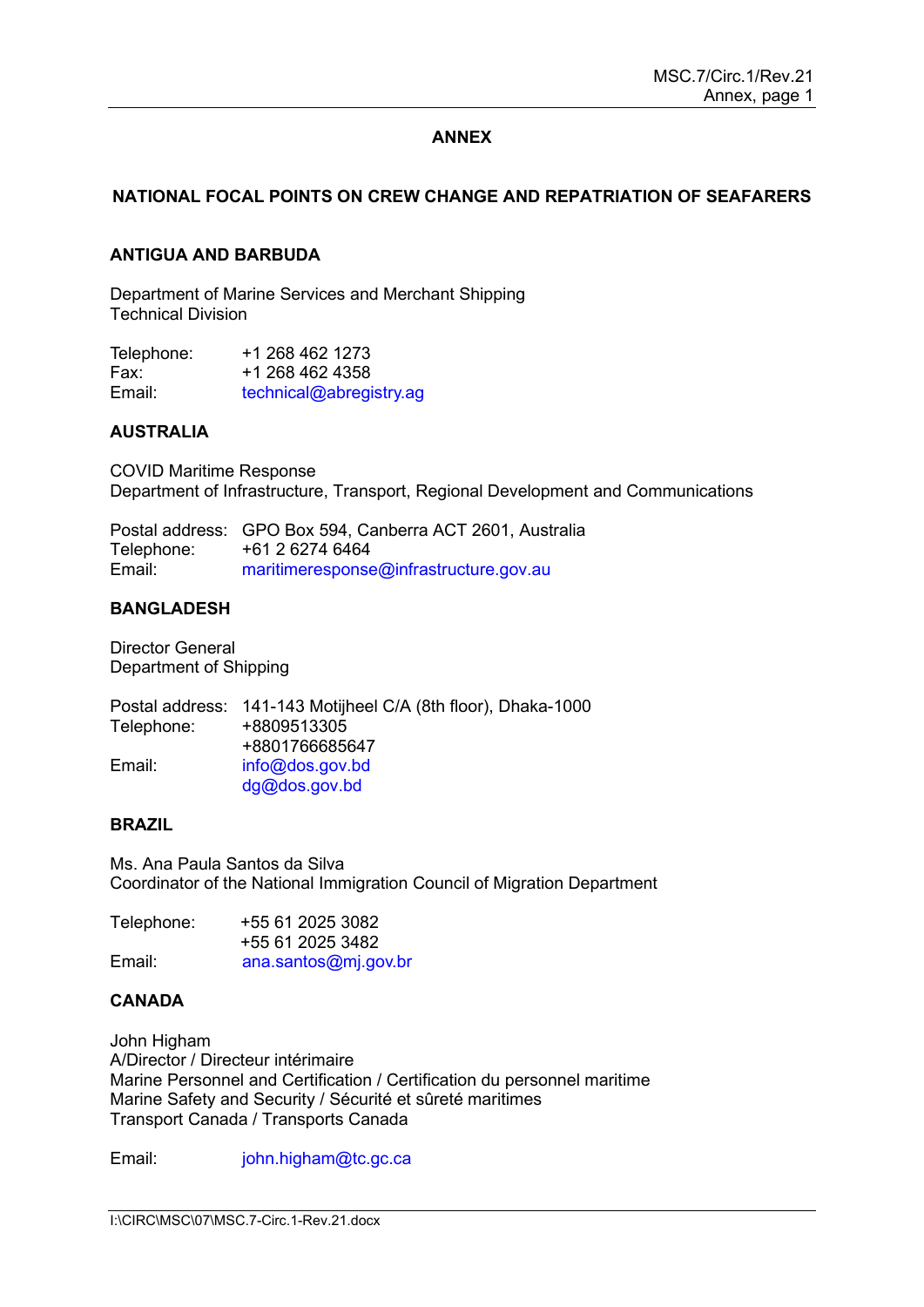# ANNEX

## NATIONAL FOCAL POINTS ON CREW CHANGE AND REPATRIATION OF SEAFARERS

### ANTIGUA AND BARBUDA

Department of Marine Services and Merchant Shipping
Technical Division

Telephone: +1 268 462 1273
Fax: +1 268 462 4358
Email: technical@abregistry.ag

### AUSTRALIA

COVID Maritime Response
Department of Infrastructure, Transport, Regional Development and Communications

Postal address: GPO Box 594, Canberra ACT 2601, Australia
Telephone: +61 2 6274 6464
Email: maritimeresponse@infrastructure.gov.au

### BANGLADESH

Director General
Department of Shipping

Postal address: 141-143 Motijheel C/A (8th floor), Dhaka-1000
Telephone: +8809513305
+8801766685647
Email: info@dos.gov.bd
dg@dos.gov.bd

### BRAZIL

Ms. Ana Paula Santos da Silva
Coordinator of the National Immigration Council of Migration Department

Telephone: +55 61 2025 3082
+55 61 2025 3482
Email: ana.santos@mj.gov.br

### CANADA

John Higham
A/Director / Directeur intérimaire
Marine Personnel and Certification / Certification du personnel maritime
Marine Safety and Security / Sécurité et sûreté maritimes
Transport Canada / Transports Canada

Email: john.higham@tc.gc.ca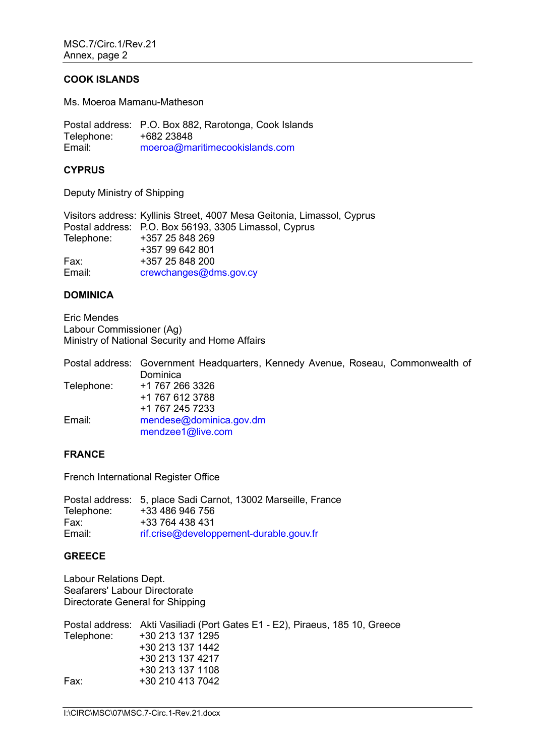## COOK ISLANDS

Ms. Moeroa Mamanu-Matheson

Postal address: P.O. Box 882, Rarotonga, Cook Islands
Telephone: +682 23848
Email: moeroa@maritimecookislands.com

## CYPRUS

Deputy Ministry of Shipping

Visitors address: Kyllinis Street, 4007 Mesa Geitonia, Limassol, Cyprus
Postal address: P.O. Box 56193, 3305 Limassol, Cyprus
Telephone: +357 25 848 269
+357 99 642 801
Fax: +357 25 848 200
Email: crewchanges@dms.gov.cy

## DOMINICA

Eric Mendes
Labour Commissioner (Ag)
Ministry of National Security and Home Affairs

Postal address: Government Headquarters, Kennedy Avenue, Roseau, Commonwealth of Dominica
Telephone: +1 767 266 3326
+1 767 612 3788
+1 767 245 7233
Email: mendese@dominica.gov.dm
mendzee1@live.com

## FRANCE

French International Register Office

Postal address: 5, place Sadi Carnot, 13002 Marseille, France
Telephone: +33 486 946 756
Fax: +33 764 438 431
Email: rif.crise@developpement-durable.gouv.fr

## GREECE

Labour Relations Dept.
Seafarers' Labour Directorate
Directorate General for Shipping

Postal address: Akti Vasiliadi (Port Gates E1 - E2), Piraeus, 185 10, Greece
Telephone: +30 213 137 1295
+30 213 137 1442
+30 213 137 4217
+30 213 137 1108
Fax: +30 210 413 7042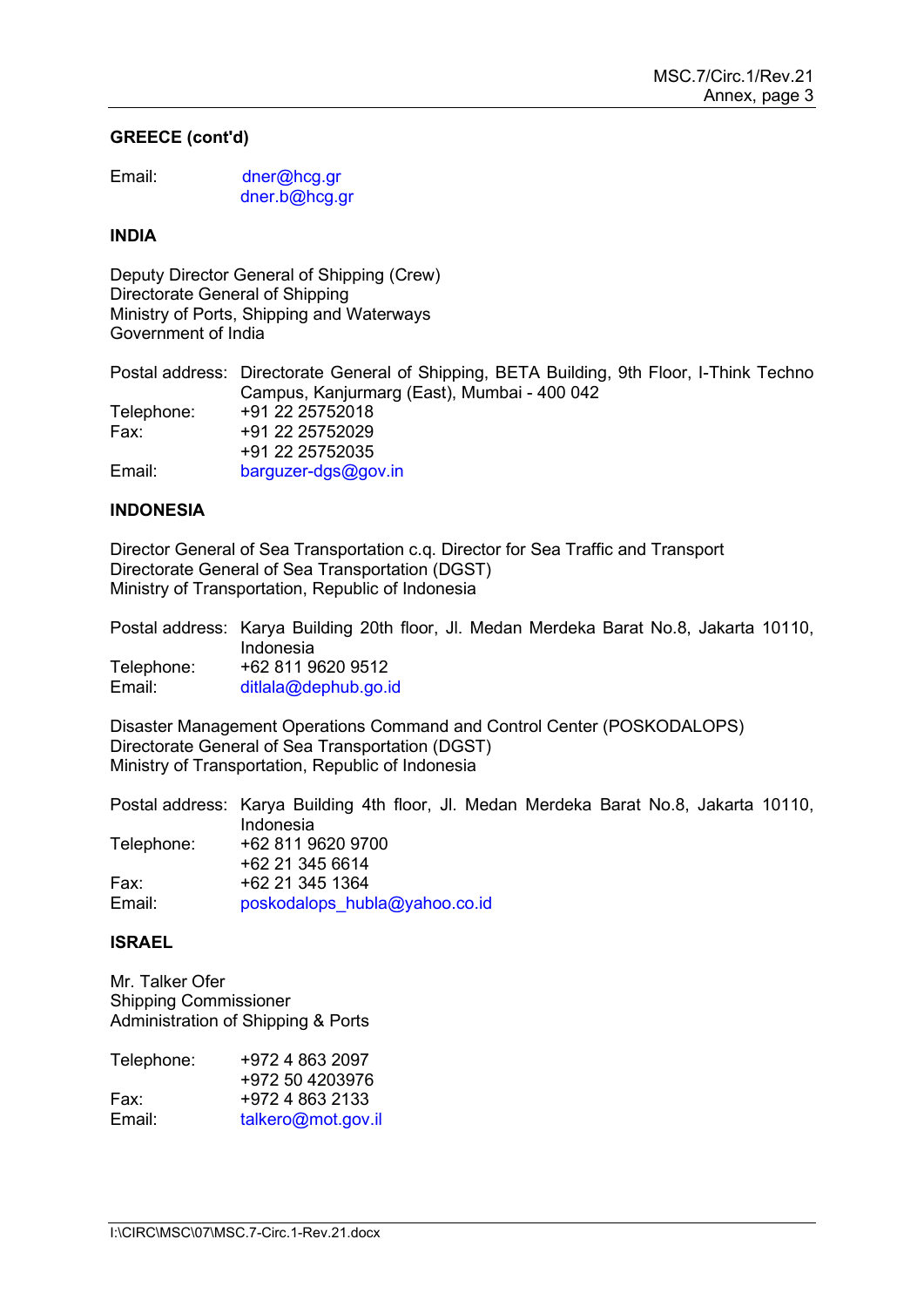**GREECE (cont'd)**

| | |
|---|---|
| Email: | dner@hcg.gr<br>dner.b@hcg.gr |

**INDIA**

Deputy Director General of Shipping (Crew)
Directorate General of Shipping
Ministry of Ports, Shipping and Waterways
Government of India

| | |
|---|---|
| Postal address: | Directorate General of Shipping, BETA Building, 9th Floor, I-Think Techno Campus, Kanjurmarg (East), Mumbai - 400 042 |
| Telephone: | +91 22 25752018 |
| Fax: | +91 22 25752029<br>+91 22 25752035 |
| Email: | barguzer-dgs@gov.in |

**INDONESIA**

Director General of Sea Transportation c.q. Director for Sea Traffic and Transport
Directorate General of Sea Transportation (DGST)
Ministry of Transportation, Republic of Indonesia

| | |
|---|---|
| Postal address: | Karya Building 20th floor, Jl. Medan Merdeka Barat No.8, Jakarta 10110, Indonesia |
| Telephone: | +62 811 9620 9512 |
| Email: | ditlala@dephub.go.id |

Disaster Management Operations Command and Control Center (POSKODALOPS)
Directorate General of Sea Transportation (DGST)
Ministry of Transportation, Republic of Indonesia

| | |
|---|---|
| Postal address: | Karya Building 4th floor, Jl. Medan Merdeka Barat No.8, Jakarta 10110, Indonesia |
| Telephone: | +62 811 9620 9700<br>+62 21 345 6614 |
| Fax: | +62 21 345 1364 |
| Email: | poskodalops_hubla@yahoo.co.id |

**ISRAEL**

Mr. Talker Ofer
Shipping Commissioner
Administration of Shipping & Ports

| | |
|---|---|
| Telephone: | +972 4 863 2097<br>+972 50 4203976 |
| Fax: | +972 4 863 2133 |
| Email: | talkero@mot.gov.il |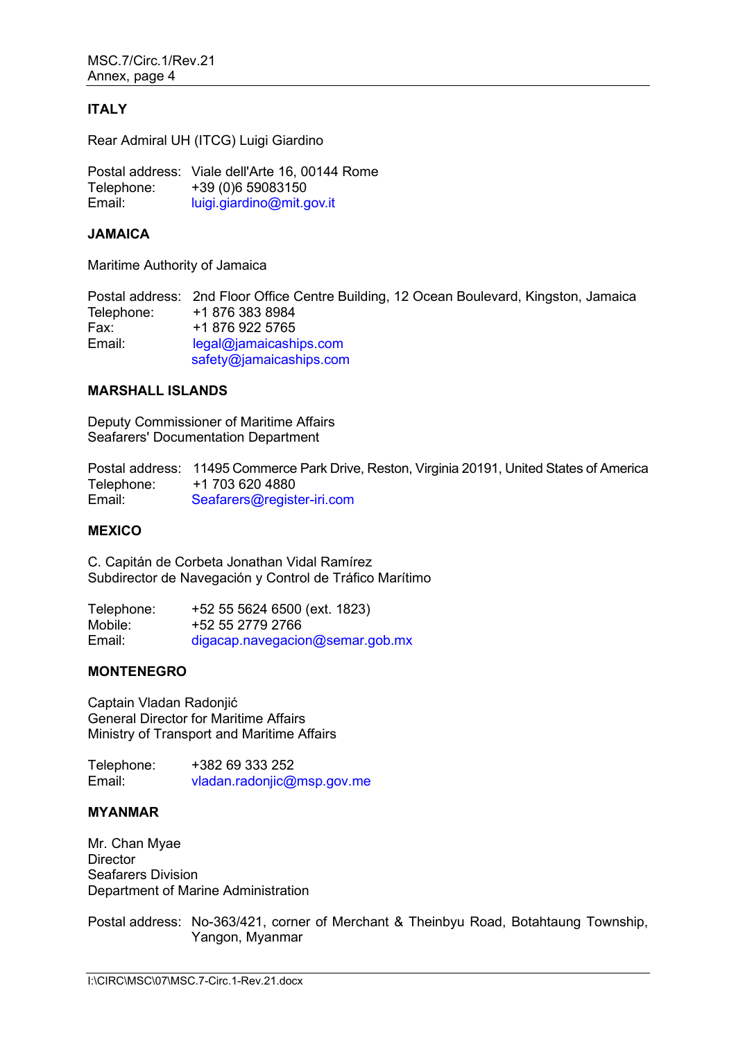## ITALY

Rear Admiral UH (ITCG) Luigi Giardino

Postal address: Viale dell'Arte 16, 00144 Rome
Telephone: +39 (0)6 59083150
Email: luigi.giardino@mit.gov.it

## JAMAICA

Maritime Authority of Jamaica

Postal address: 2nd Floor Office Centre Building, 12 Ocean Boulevard, Kingston, Jamaica
Telephone: +1 876 383 8984
Fax: +1 876 922 5765
Email: legal@jamaicaships.com
safety@jamaicaships.com

## MARSHALL ISLANDS

Deputy Commissioner of Maritime Affairs
Seafarers' Documentation Department

Postal address: 11495 Commerce Park Drive, Reston, Virginia 20191, United States of America
Telephone: +1 703 620 4880
Email: Seafarers@register-iri.com

## MEXICO

C. Capitán de Corbeta Jonathan Vidal Ramírez
Subdirector de Navegación y Control de Tráfico Marítimo

Telephone: +52 55 5624 6500 (ext. 1823)
Mobile: +52 55 2779 2766
Email: digacap.navegacion@semar.gob.mx

## MONTENEGRO

Captain Vladan Radonjić
General Director for Maritime Affairs
Ministry of Transport and Maritime Affairs

Telephone: +382 69 333 252
Email: vladan.radonjic@msp.gov.me

## MYANMAR

Mr. Chan Myae
Director
Seafarers Division
Department of Marine Administration

Postal address: No-363/421, corner of Merchant & Theinbyu Road, Botahtaung Township, Yangon, Myanmar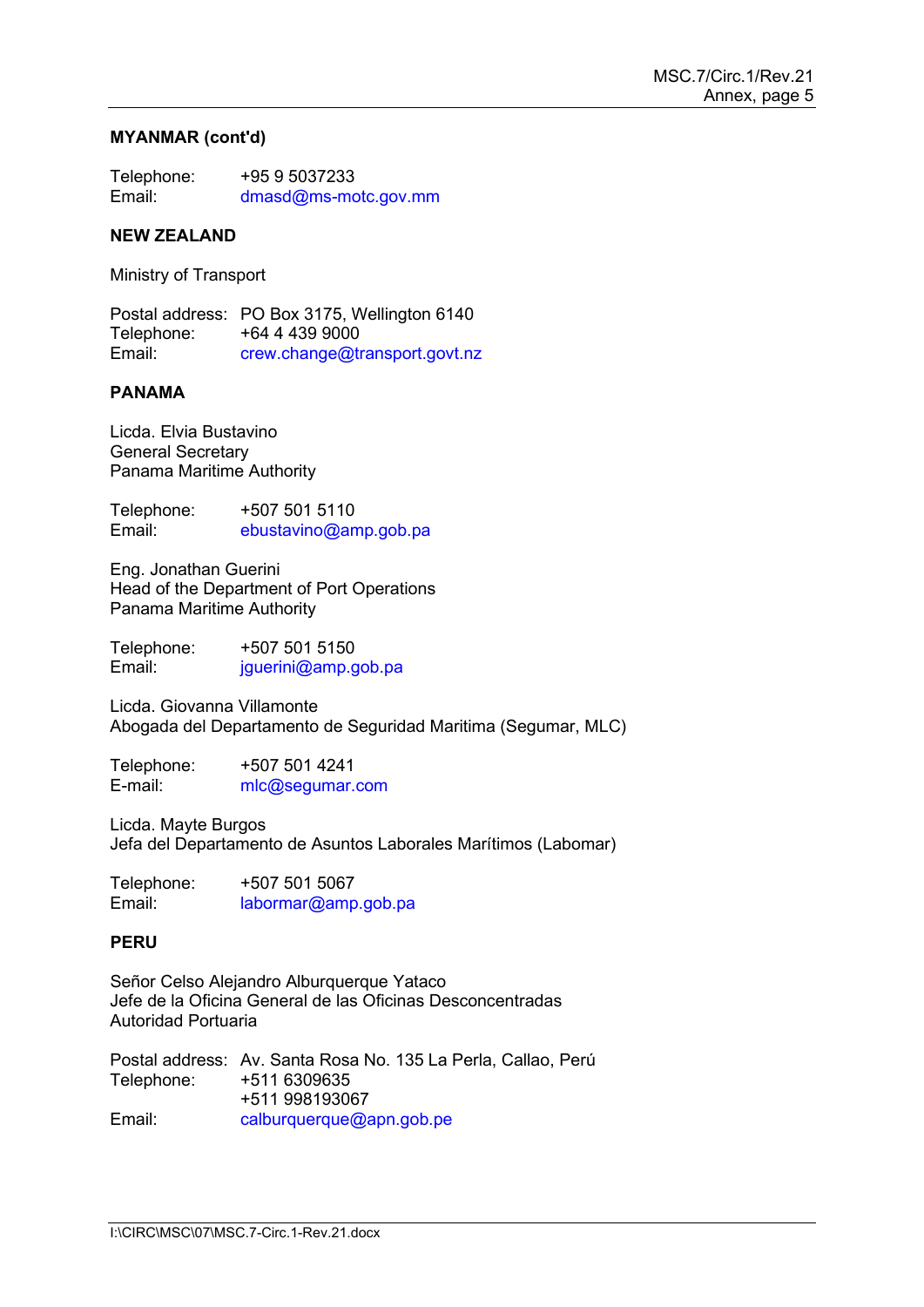**MYANMAR (cont'd)**

Telephone: +95 9 5037233
Email: dmasd@ms-motc.gov.mm

**NEW ZEALAND**

Ministry of Transport

Postal address: PO Box 3175, Wellington 6140
Telephone: +64 4 439 9000
Email: crew.change@transport.govt.nz

**PANAMA**

Licda. Elvia Bustavino
General Secretary
Panama Maritime Authority

Telephone: +507 501 5110
Email: ebustavino@amp.gob.pa

Eng. Jonathan Guerini
Head of the Department of Port Operations
Panama Maritime Authority

Telephone: +507 501 5150
Email: jguerini@amp.gob.pa

Licda. Giovanna Villamonte
Abogada del Departamento de Seguridad Maritima (Segumar, MLC)

Telephone: +507 501 4241
E-mail: mlc@segumar.com

Licda. Mayte Burgos
Jefa del Departamento de Asuntos Laborales Marítimos (Labomar)

Telephone: +507 501 5067
Email: labormar@amp.gob.pa

**PERU**

Señor Celso Alejandro Alburquerque Yataco
Jefe de la Oficina General de las Oficinas Desconcentradas
Autoridad Portuaria

Postal address: Av. Santa Rosa No. 135 La Perla, Callao, Perú
Telephone: +511 6309635
+511 998193067
Email: calburquerque@apn.gob.pe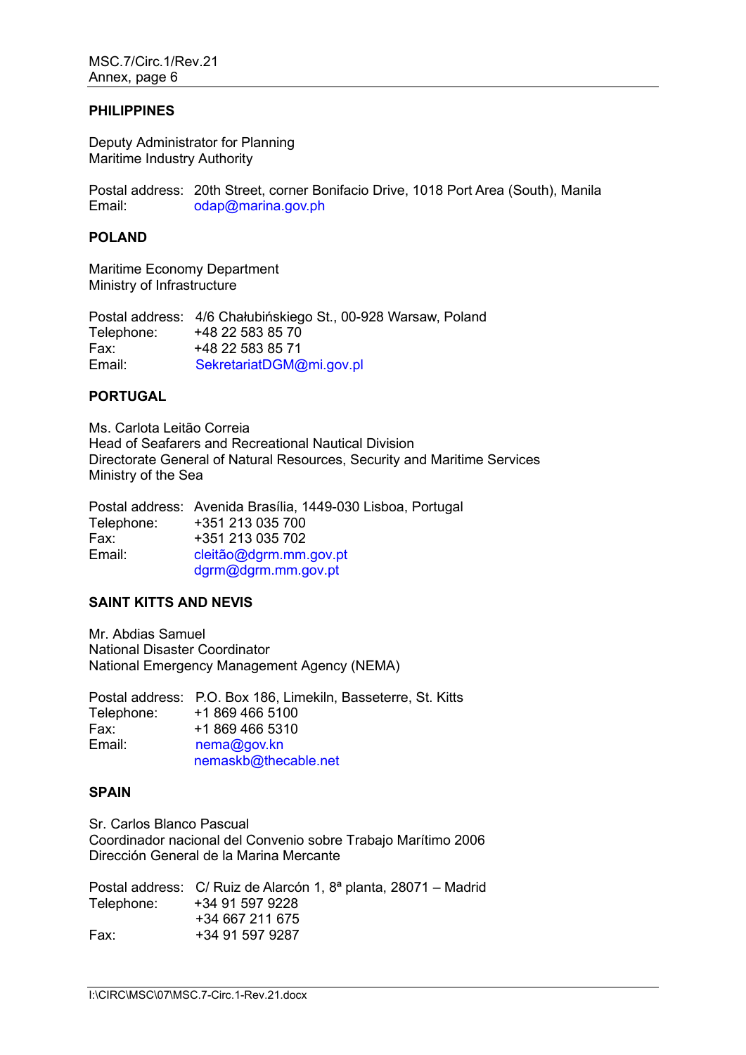**PHILIPPINES**

Deputy Administrator for Planning
Maritime Industry Authority

Postal address: 20th Street, corner Bonifacio Drive, 1018 Port Area (South), Manila
Email: odap@marina.gov.ph

**POLAND**

Maritime Economy Department
Ministry of Infrastructure

Postal address: 4/6 Chałubińskiego St., 00-928 Warsaw, Poland
Telephone: +48 22 583 85 70
Fax: +48 22 583 85 71
Email: SekretariatDGM@mi.gov.pl

**PORTUGAL**

Ms. Carlota Leitão Correia
Head of Seafarers and Recreational Nautical Division
Directorate General of Natural Resources, Security and Maritime Services
Ministry of the Sea

Postal address: Avenida Brasília, 1449-030 Lisboa, Portugal
Telephone: +351 213 035 700
Fax: +351 213 035 702
Email: cleitão@dgrm.mm.gov.pt
dgrm@dgrm.mm.gov.pt

**SAINT KITTS AND NEVIS**

Mr. Abdias Samuel
National Disaster Coordinator
National Emergency Management Agency (NEMA)

Postal address: P.O. Box 186, Limekiln, Basseterre, St. Kitts
Telephone: +1 869 466 5100
Fax: +1 869 466 5310
Email: nema@gov.kn
nemaskb@thecable.net

**SPAIN**

Sr. Carlos Blanco Pascual
Coordinador nacional del Convenio sobre Trabajo Marítimo 2006
Dirección General de la Marina Mercante

Postal address: C/ Ruiz de Alarcón 1, 8ª planta, 28071 – Madrid
Telephone: +34 91 597 9228
+34 667 211 675
Fax: +34 91 597 9287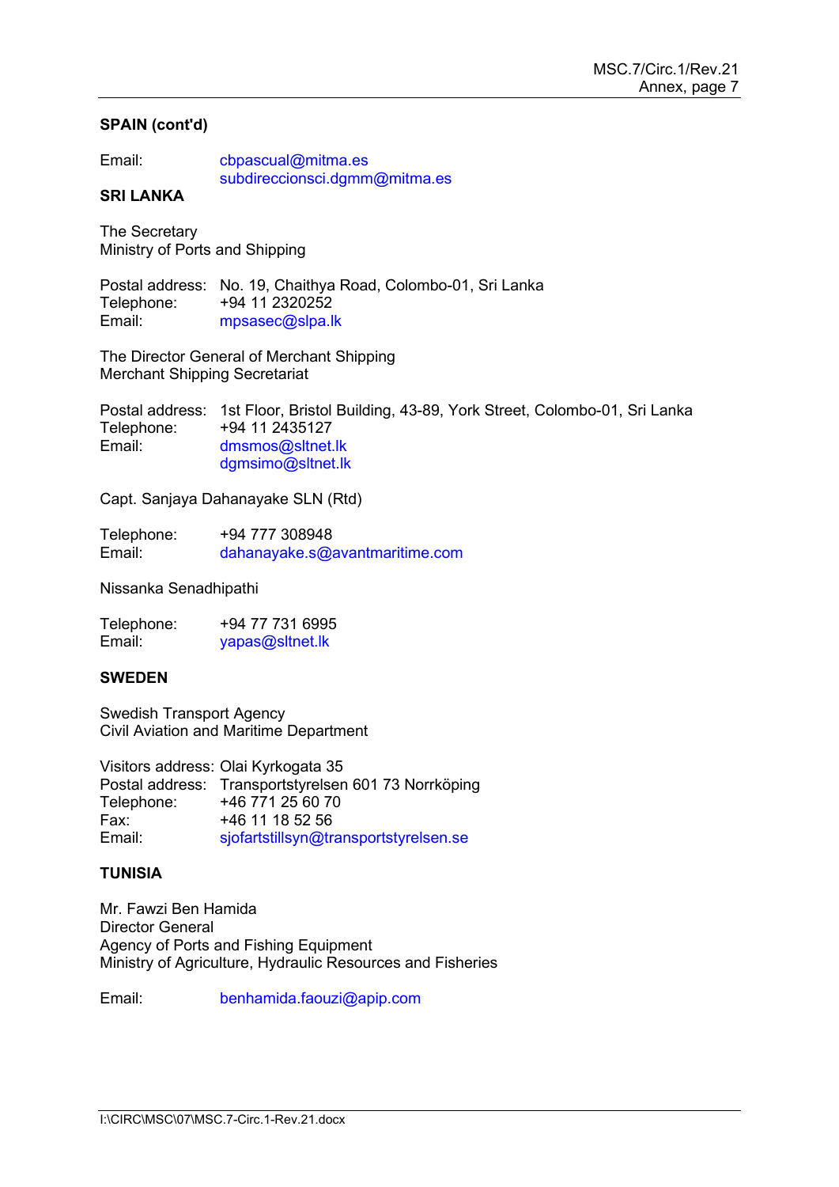**SPAIN (cont'd)**

Email: cbpascual@mitma.es
subdireccionsci.dgmm@mitma.es

**SRI LANKA**

The Secretary
Ministry of Ports and Shipping

Postal address: No. 19, Chaithya Road, Colombo-01, Sri Lanka
Telephone: +94 11 2320252
Email: mpsasec@slpa.lk

The Director General of Merchant Shipping
Merchant Shipping Secretariat

Postal address: 1st Floor, Bristol Building, 43-89, York Street, Colombo-01, Sri Lanka
Telephone: +94 11 2435127
Email: dmsmos@sltnet.lk
dgmsimo@sltnet.lk

Capt. Sanjaya Dahanayake SLN (Rtd)

Telephone: +94 777 308948
Email: dahanayake.s@avantmaritime.com

Nissanka Senadhipathi

Telephone: +94 77 731 6995
Email: yapas@sltnet.lk

**SWEDEN**

Swedish Transport Agency
Civil Aviation and Maritime Department

Visitors address: Olai Kyrkogata 35
Postal address: Transportstyrelsen 601 73 Norrköping
Telephone: +46 771 25 60 70
Fax: +46 11 18 52 56
Email: sjofartstillsyn@transportstyrelsen.se

**TUNISIA**

Mr. Fawzi Ben Hamida
Director General
Agency of Ports and Fishing Equipment
Ministry of Agriculture, Hydraulic Resources and Fisheries

Email: benhamida.faouzi@apip.com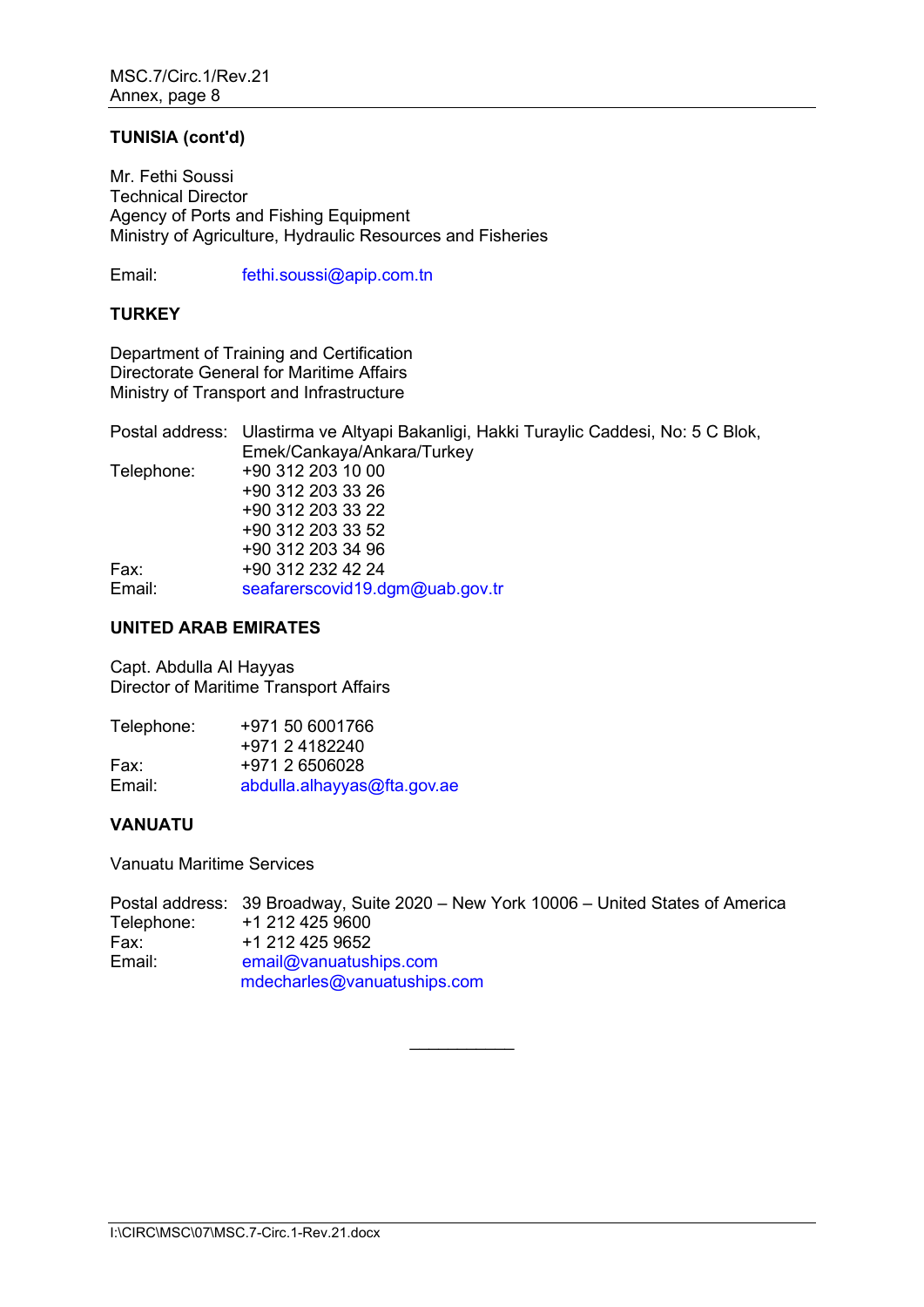**TUNISIA (cont'd)**

Mr. Fethi Soussi
Technical Director
Agency of Ports and Fishing Equipment
Ministry of Agriculture, Hydraulic Resources and Fisheries

Email: fethi.soussi@apip.com.tn

**TURKEY**

Department of Training and Certification
Directorate General for Maritime Affairs
Ministry of Transport and Infrastructure

| | |
|---|---|
| Postal address: | Ulastirma ve Altyapi Bakanligi, Hakki Turaylic Caddesi, No: 5 C Blok, Emek/Cankaya/Ankara/Turkey |
| Telephone: | +90 312 203 10 00<br>+90 312 203 33 26<br>+90 312 203 33 22<br>+90 312 203 33 52<br>+90 312 203 34 96 |
| Fax: | +90 312 232 42 24 |
| Email: | seafarerscovid19.dgm@uab.gov.tr |

**UNITED ARAB EMIRATES**

Capt. Abdulla Al Hayyas
Director of Maritime Transport Affairs

| | |
|---|---|
| Telephone: | +971 50 6001766<br>+971 2 4182240 |
| Fax: | +971 2 6506028 |
| Email: | abdulla.alhayyas@fta.gov.ae |

**VANUATU**

Vanuatu Maritime Services

| | |
|---|---|
| Postal address: | 39 Broadway, Suite 2020 – New York 10006 – United States of America |
| Telephone: | +1 212 425 9600 |
| Fax: | +1 212 425 9652 |
| Email: | email@vanuatuships.com<br>mdecharles@vanuatuships.com |

\_\_\_\_\_\_\_\_\_\_\_